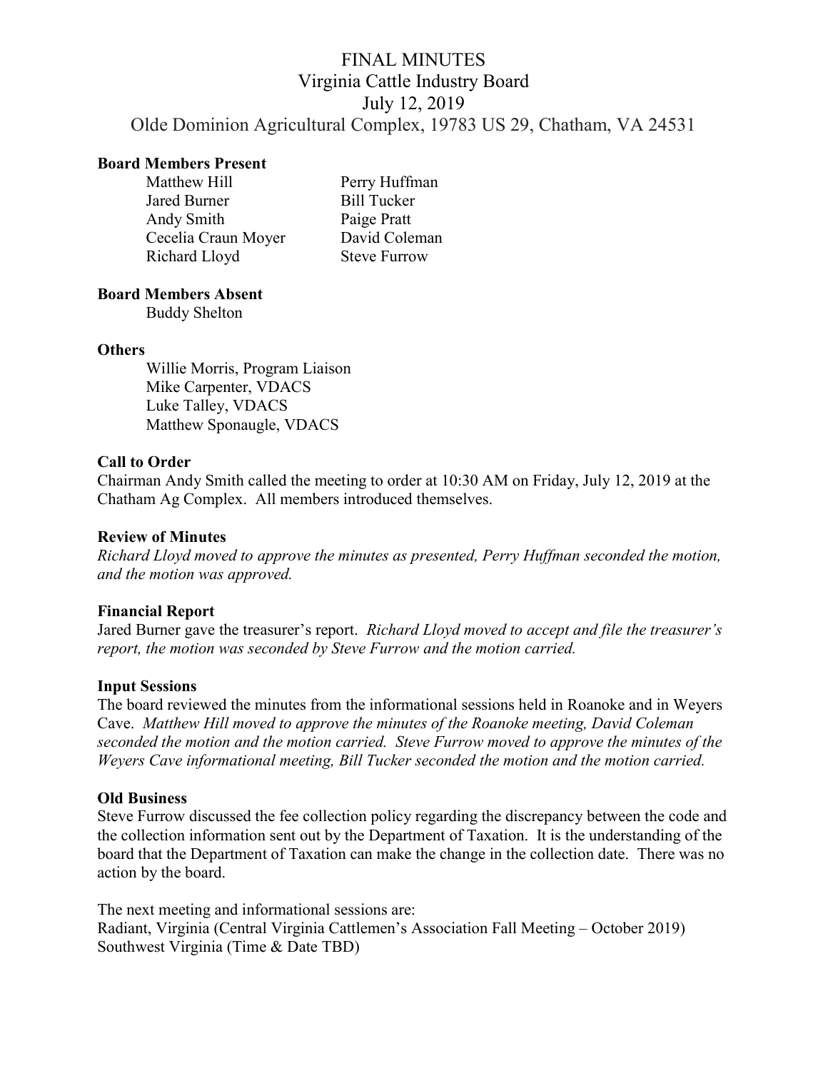# FINAL MINUTES

## Virginia Cattle Industry Board

## July 12, 2019

## Olde Dominion Agricultural Complex, 19783 US 29, Chatham, VA 24531

**Board Members Present**

| | |
|---|---|
| Matthew Hill | Perry Huffman |
| Jared Burner | Bill Tucker |
| Andy Smith | Paige Pratt |
| Cecelia Craun Moyer | David Coleman |
| Richard Lloyd | Steve Furrow |

**Board Members Absent**

Buddy Shelton

**Others**

Willie Morris, Program Liaison
Mike Carpenter, VDACS
Luke Talley, VDACS
Matthew Sponaugle, VDACS

**Call to Order**

Chairman Andy Smith called the meeting to order at 10:30 AM on Friday, July 12, 2019 at the Chatham Ag Complex. All members introduced themselves.

**Review of Minutes**

*Richard Lloyd moved to approve the minutes as presented, Perry Huffman seconded the motion, and the motion was approved.*

**Financial Report**

Jared Burner gave the treasurer's report. *Richard Lloyd moved to accept and file the treasurer's report, the motion was seconded by Steve Furrow and the motion carried.*

**Input Sessions**

The board reviewed the minutes from the informational sessions held in Roanoke and in Weyers Cave. *Matthew Hill moved to approve the minutes of the Roanoke meeting, David Coleman seconded the motion and the motion carried. Steve Furrow moved to approve the minutes of the Weyers Cave informational meeting, Bill Tucker seconded the motion and the motion carried.*

**Old Business**

Steve Furrow discussed the fee collection policy regarding the discrepancy between the code and the collection information sent out by the Department of Taxation. It is the understanding of the board that the Department of Taxation can make the change in the collection date. There was no action by the board.

The next meeting and informational sessions are:
Radiant, Virginia (Central Virginia Cattlemen's Association Fall Meeting – October 2019)
Southwest Virginia (Time & Date TBD)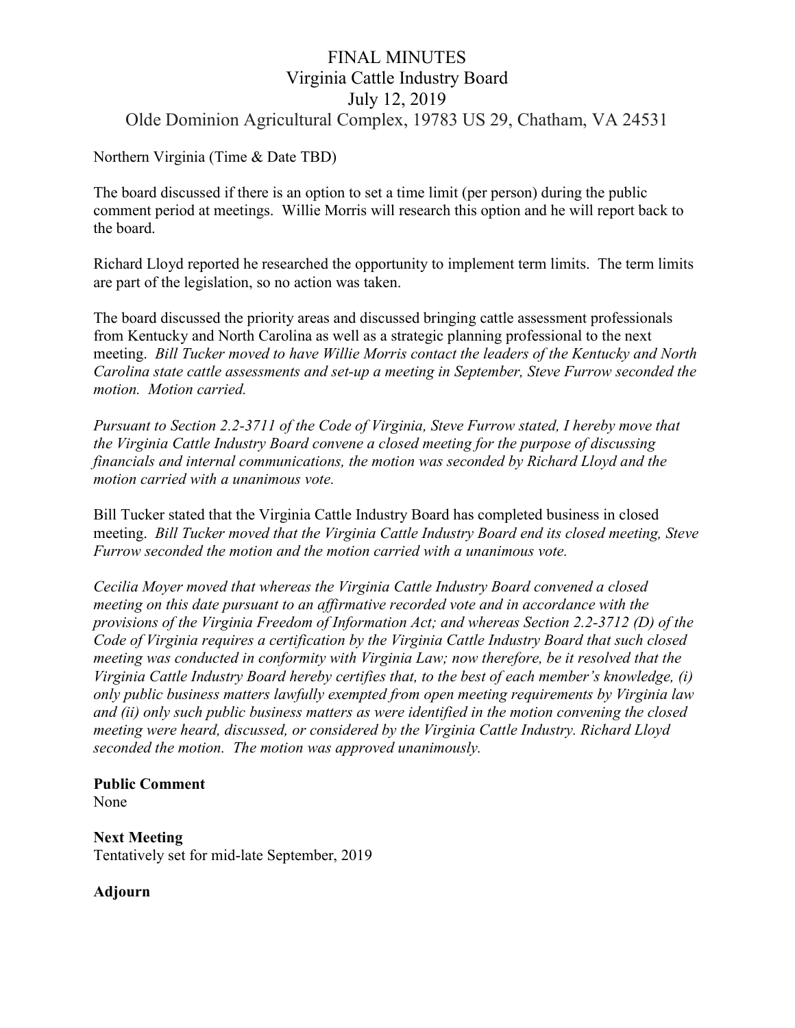# FINAL MINUTES
## Virginia Cattle Industry Board
## July 12, 2019
## Olde Dominion Agricultural Complex, 19783 US 29, Chatham, VA 24531

Northern Virginia (Time & Date TBD)

The board discussed if there is an option to set a time limit (per person) during the public comment period at meetings. Willie Morris will research this option and he will report back to the board.

Richard Lloyd reported he researched the opportunity to implement term limits. The term limits are part of the legislation, so no action was taken.

The board discussed the priority areas and discussed bringing cattle assessment professionals from Kentucky and North Carolina as well as a strategic planning professional to the next meeting. *Bill Tucker moved to have Willie Morris contact the leaders of the Kentucky and North Carolina state cattle assessments and set-up a meeting in September, Steve Furrow seconded the motion. Motion carried.*

*Pursuant to Section 2.2-3711 of the Code of Virginia, Steve Furrow stated, I hereby move that the Virginia Cattle Industry Board convene a closed meeting for the purpose of discussing financials and internal communications, the motion was seconded by Richard Lloyd and the motion carried with a unanimous vote.*

Bill Tucker stated that the Virginia Cattle Industry Board has completed business in closed meeting. *Bill Tucker moved that the Virginia Cattle Industry Board end its closed meeting, Steve Furrow seconded the motion and the motion carried with a unanimous vote.*

*Cecilia Moyer moved that whereas the Virginia Cattle Industry Board convened a closed meeting on this date pursuant to an affirmative recorded vote and in accordance with the provisions of the Virginia Freedom of Information Act; and whereas Section 2.2-3712 (D) of the Code of Virginia requires a certification by the Virginia Cattle Industry Board that such closed meeting was conducted in conformity with Virginia Law; now therefore, be it resolved that the Virginia Cattle Industry Board hereby certifies that, to the best of each member's knowledge, (i) only public business matters lawfully exempted from open meeting requirements by Virginia law and (ii) only such public business matters as were identified in the motion convening the closed meeting were heard, discussed, or considered by the Virginia Cattle Industry. Richard Lloyd seconded the motion. The motion was approved unanimously.*

**Public Comment**
None

**Next Meeting**
Tentatively set for mid-late September, 2019

**Adjourn**